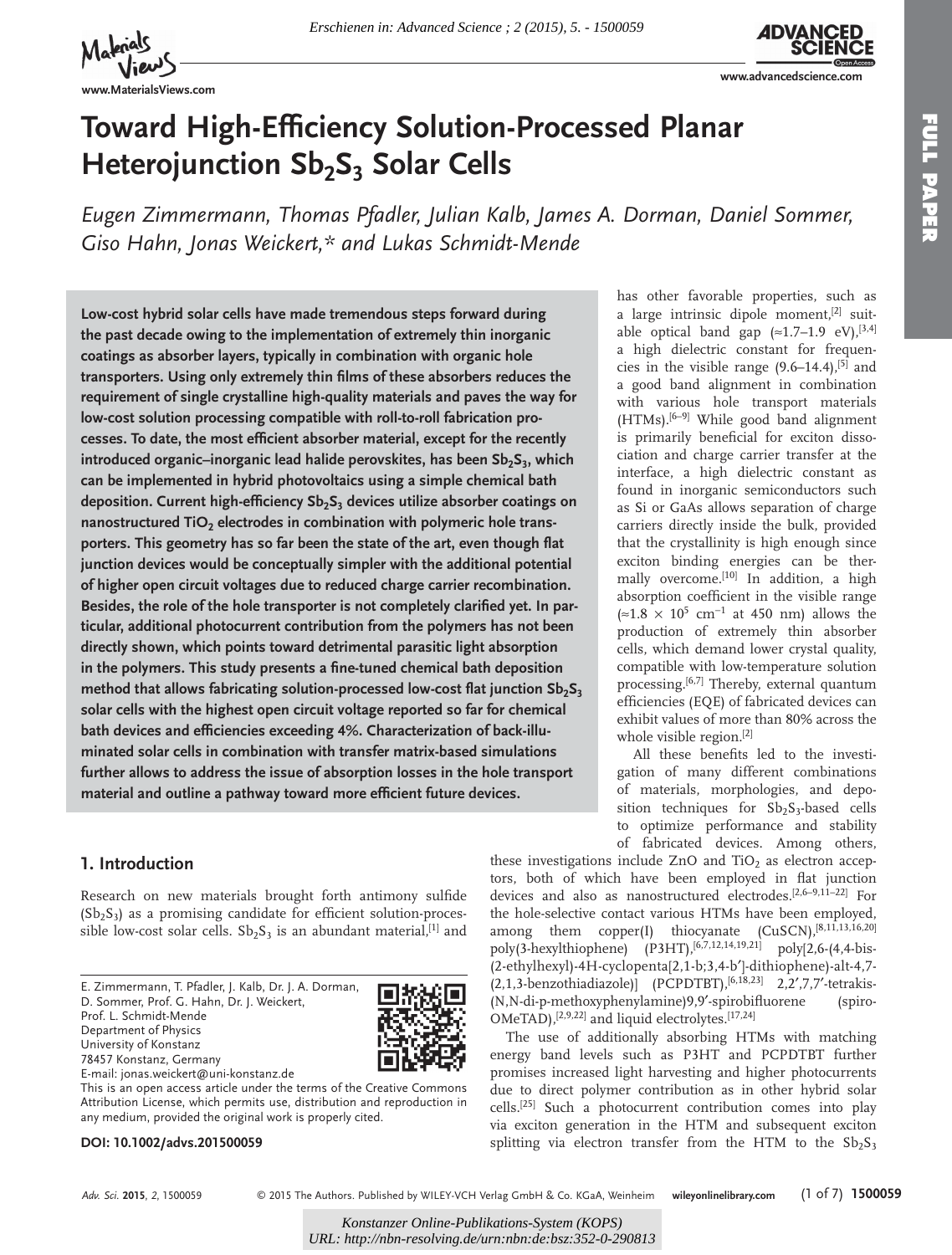# Toward High-Efficiency Solution-Processed Planar Heterojunction $Sb_2S_3$ Solar Cells

*Eugen Zimmermann, Thomas Pfadler, Julian Kalb, James A. Dorman, Daniel Sommer, Giso Hahn, Jonas Weickert,\* and Lukas Schmidt-Mende*

**Low-cost hybrid solar cells have made tremendous steps forward during the past decade owing to the implementation of extremely thin inorganic coatings as absorber layers, typically in combination with organic hole transporters. Using only extremely thin films of these absorbers reduces the requirement of single crystalline high-quality materials and paves the way for low-cost solution processing compatible with roll-to-roll fabrication processes. To date, the most efficient absorber material, except for the recently introduced organic–inorganic lead halide perovskites, has been $Sb_2S_3$, which can be implemented in hybrid photovoltaics using a simple chemical bath deposition. Current high-efficiency $Sb_2S_3$ devices utilize absorber coatings on nanostructured $TiO_2$ electrodes in combination with polymeric hole transporters. This geometry has so far been the state of the art, even though flat junction devices would be conceptually simpler with the additional potential of higher open circuit voltages due to reduced charge carrier recombination. Besides, the role of the hole transporter is not completely clarified yet. In particular, additional photocurrent contribution from the polymers has not been directly shown, which points toward detrimental parasitic light absorption in the polymers. This study presents a fine-tuned chemical bath deposition method that allows fabricating solution-processed low-cost flat junction $Sb_2S_3$ solar cells with the highest open circuit voltage reported so far for chemical bath devices and efficiencies exceeding 4%. Characterization of back-illuminated solar cells in combination with transfer matrix-based simulations further allows to address the issue of absorption losses in the hole transport material and outline a pathway toward more efficient future devices.**

## 1. Introduction

Research on new materials brought forth antimony sulfide ($Sb_2S_3$) as a promising candidate for efficient solution-processible low-cost solar cells. $Sb_2S_3$ is an abundant material,[1] and has other favorable properties, such as a large intrinsic dipole moment,[2] suitable optical band gap (≈1.7–1.9 eV),[3,4] a high dielectric constant for frequencies in the visible range (9.6–14.4),[5] and a good band alignment in combination with various hole transport materials (HTMs).[6–9] While good band alignment is primarily beneficial for exciton dissociation and charge carrier transfer at the interface, a high dielectric constant as found in inorganic semiconductors such as Si or GaAs allows separation of charge carriers directly inside the bulk, provided that the crystallinity is high enough since exciton binding energies can be thermally overcome.[10] In addition, a high absorption coefficient in the visible range (≈$1.8 \times 10^5$ $cm^{-1}$ at 450 nm) allows the production of extremely thin absorber cells, which demand lower crystal quality, compatible with low-temperature solution processing.[6,7] Thereby, external quantum efficiencies (EQE) of fabricated devices can exhibit values of more than 80% across the whole visible region.[2]

All these benefits led to the investigation of many different combinations of materials, morphologies, and deposition techniques for $Sb_2S_3$-based cells to optimize performance and stability of fabricated devices. Among others, these investigations include ZnO and $TiO_2$ as electron acceptors, both of which have been employed in flat junction devices and also as nanostructured electrodes.[2,6–9,11–22] For the hole-selective contact various HTMs have been employed, among them copper(I) thiocyanate (CuSCN),[8,11,13,16,20] poly(3-hexylthiophene) (P3HT),[6,7,12,14,19,21] poly[2,6-(4,4-bis-(2-ethylhexyl)-4H-cyclopenta[2,1-b;3,4-b′]-dithiophene)-alt-4,7-(2,1,3-benzothiadiazole)] (PCPDTBT),[6,18,23] 2,2′,7,7′-tetrakis-(N,N-di-p-methoxyphenylamine)9,9′-spirobifluorene (spiro-OMeTAD),[2,9,22] and liquid electrolytes.[17,24]

The use of additionally absorbing HTMs with matching energy band levels such as P3HT and PCPDTBT further promises increased light harvesting and higher photocurrents due to direct polymer contribution as in other hybrid solar cells.[25] Such a photocurrent contribution comes into play via exciton generation in the HTM and subsequent exciton splitting via electron transfer from the HTM to the $Sb_2S_3$

E. Zimmermann, T. Pfadler, J. Kalb, Dr. J. A. Dorman, D. Sommer, Prof. G. Hahn, Dr. J. Weickert, Prof. L. Schmidt-Mende
Department of Physics
University of Konstanz
78457 Konstanz, Germany
E-mail: jonas.weickert@uni-konstanz.de

This is an open access article under the terms of the Creative Commons Attribution License, which permits use, distribution and reproduction in any medium, provided the original work is properly cited.

**DOI: 10.1002/advs.201500059**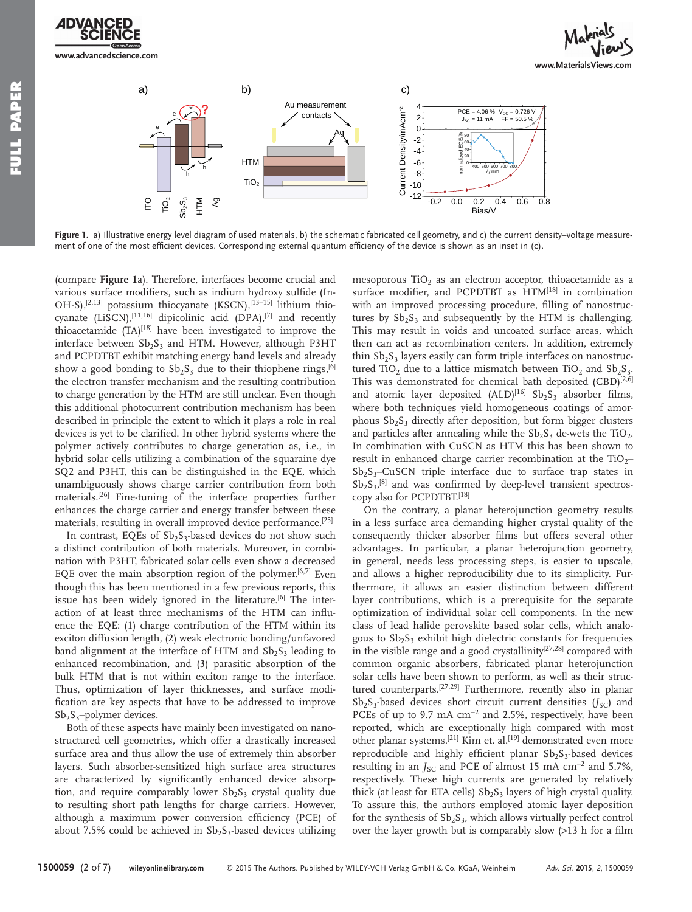**Figure 1.** a) Illustrative energy level diagram of used materials, b) the schematic fabricated cell geometry, and c) the current density–voltage measurement of one of the most efficient devices. Corresponding external quantum efficiency of the device is shown as an inset in (c).

(compare **Figure 1**a). Therefore, interfaces become crucial and various surface modifiers, such as indium hydroxy sulfide (In-OH-S),[2,13] potassium thiocyanate (KSCN),[13–15] lithium thiocyanate (LiSCN),[11,16] dipicolinic acid (DPA),[7] and recently thioacetamide (TA)[18] have been investigated to improve the interface between $Sb_2S_3$ and HTM. However, although P3HT and PCPDTBT exhibit matching energy band levels and already show a good bonding to $Sb_2S_3$ due to their thiophene rings,[6] the electron transfer mechanism and the resulting contribution to charge generation by the HTM are still unclear. Even though this additional photocurrent contribution mechanism has been described in principle the extent to which it plays a role in real devices is yet to be clarified. In other hybrid systems where the polymer actively contributes to charge generation as, i.e., in hybrid solar cells utilizing a combination of the squaraine dye SQ2 and P3HT, this can be distinguished in the EQE, which unambiguously shows charge carrier contribution from both materials.[26] Fine-tuning of the interface properties further enhances the charge carrier and energy transfer between these materials, resulting in overall improved device performance.[25]

In contrast, EQEs of $Sb_2S_3$-based devices do not show such a distinct contribution of both materials. Moreover, in combination with P3HT, fabricated solar cells even show a decreased EQE over the main absorption region of the polymer.[6,7] Even though this has been mentioned in a few previous reports, this issue has been widely ignored in the literature.[6] The interaction of at least three mechanisms of the HTM can influence the EQE: (1) charge contribution of the HTM within its exciton diffusion length, (2) weak electronic bonding/unfavored band alignment at the interface of HTM and $Sb_2S_3$ leading to enhanced recombination, and (3) parasitic absorption of the bulk HTM that is not within exciton range to the interface. Thus, optimization of layer thicknesses, and surface modification are key aspects that have to be addressed to improve $Sb_2S_3$–polymer devices.

Both of these aspects have mainly been investigated on nanostructured cell geometries, which offer a drastically increased surface area and thus allow the use of extremely thin absorber layers. Such absorber-sensitized high surface area structures are characterized by significantly enhanced device absorption, and require comparably lower $Sb_2S_3$ crystal quality due to resulting short path lengths for charge carriers. However, although a maximum power conversion efficiency (PCE) of about 7.5% could be achieved in $Sb_2S_3$-based devices utilizing mesoporous $TiO_2$ as an electron acceptor, thioacetamide as a surface modifier, and PCPDTBT as HTM[18] in combination with an improved processing procedure, filling of nanostructures by $Sb_2S_3$ and subsequently by the HTM is challenging. This may result in voids and uncoated surface areas, which then can act as recombination centers. In addition, extremely thin $Sb_2S_3$ layers easily can form triple interfaces on nanostructured $TiO_2$ due to a lattice mismatch between $TiO_2$ and $Sb_2S_3$. This was demonstrated for chemical bath deposited (CBD)[2,6] and atomic layer deposited (ALD)[16] $Sb_2S_3$ absorber films, where both techniques yield homogeneous coatings of amorphous $Sb_2S_3$ directly after deposition, but form bigger clusters and particles after annealing while the $Sb_2S_3$ de-wets the $TiO_2$. In combination with CuSCN as HTM this has been shown to result in enhanced charge carrier recombination at the $TiO_2$–$Sb_2S_3$–CuSCN triple interface due to surface trap states in $Sb_2S_3$,[8] and was confirmed by deep-level transient spectroscopy also for PCPDTBT.[18]

On the contrary, a planar heterojunction geometry results in a less surface area demanding higher crystal quality of the consequently thicker absorber films but offers several other advantages. In particular, a planar heterojunction geometry, in general, needs less processing steps, is easier to upscale, and allows a higher reproducibility due to its simplicity. Furthermore, it allows an easier distinction between different layer contributions, which is a prerequisite for the separate optimization of individual solar cell components. In the new class of lead halide perovskite based solar cells, which analogous to $Sb_2S_3$ exhibit high dielectric constants for frequencies in the visible range and a good crystallinity[27,28] compared with common organic absorbers, fabricated planar heterojunction solar cells have been shown to perform, as well as their structured counterparts.[27,29] Furthermore, recently also in planar $Sb_2S_3$-based devices short circuit current densities ($J_{SC}$) and PCEs of up to 9.7 mA cm$^{-2}$ and 2.5%, respectively, have been reported, which are exceptionally high compared with most other planar systems.[21] Kim et. al.[19] demonstrated even more reproducible and highly efficient planar $Sb_2S_3$-based devices resulting in an $J_{SC}$ and PCE of almost 15 mA cm$^{-2}$ and 5.7%, respectively. These high currents are generated by relatively thick (at least for ETA cells) $Sb_2S_3$ layers of high crystal quality. To assure this, the authors employed atomic layer deposition for the synthesis of $Sb_2S_3$, which allows virtually perfect control over the layer growth but is comparably slow (>13 h for a film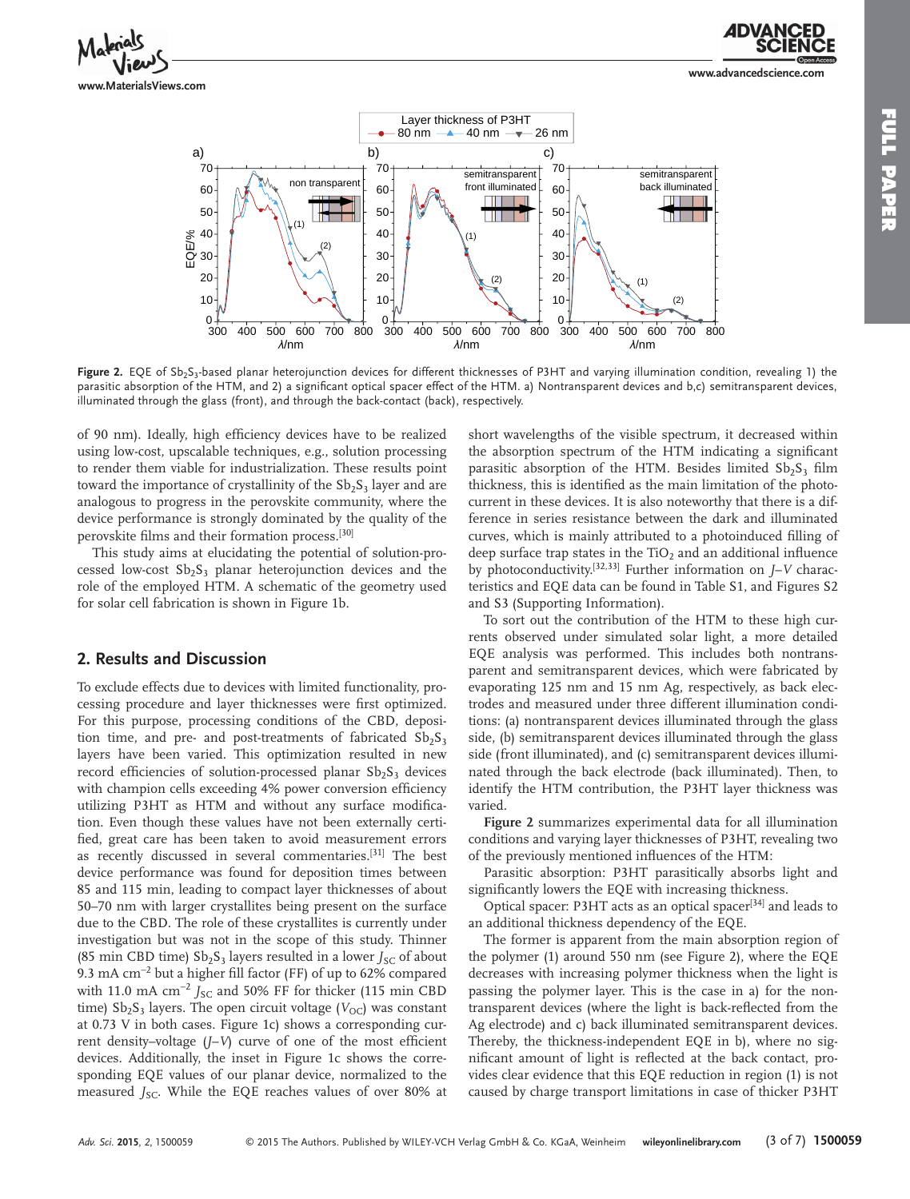**Figure 2.** EQE of $Sb_2S_3$-based planar heterojunction devices for different thicknesses of P3HT and varying illumination condition, revealing 1) the parasitic absorption of the HTM, and 2) a significant optical spacer effect of the HTM. a) Nontransparent devices and b,c) semitransparent devices, illuminated through the glass (front), and through the back-contact (back), respectively.

of 90 nm). Ideally, high efficiency devices have to be realized using low-cost, upscalable techniques, e.g., solution processing to render them viable for industrialization. These results point toward the importance of crystallinity of the $Sb_2S_3$ layer and are analogous to progress in the perovskite community, where the device performance is strongly dominated by the quality of the perovskite films and their formation process.[30]

This study aims at elucidating the potential of solution-processed low-cost $Sb_2S_3$ planar heterojunction devices and the role of the employed HTM. A schematic of the geometry used for solar cell fabrication is shown in Figure 1b.

## 2. Results and Discussion

To exclude effects due to devices with limited functionality, processing procedure and layer thicknesses were first optimized. For this purpose, processing conditions of the CBD, deposition time, and pre- and post-treatments of fabricated $Sb_2S_3$ layers have been varied. This optimization resulted in new record efficiencies of solution-processed planar $Sb_2S_3$ devices with champion cells exceeding 4% power conversion efficiency utilizing P3HT as HTM and without any surface modification. Even though these values have not been externally certified, great care has been taken to avoid measurement errors as recently discussed in several commentaries.[31] The best device performance was found for deposition times between 85 and 115 min, leading to compact layer thicknesses of about 50–70 nm with larger crystallites being present on the surface due to the CBD. The role of these crystallites is currently under investigation but was not in the scope of this study. Thinner (85 min CBD time) $Sb_2S_3$ layers resulted in a lower $J_{SC}$ of about 9.3 mA cm$^{-2}$ but a higher fill factor (FF) of up to 62% compared with 11.0 mA cm$^{-2}$ $J_{SC}$ and 50% FF for thicker (115 min CBD time) $Sb_2S_3$ layers. The open circuit voltage ($V_{OC}$) was constant at 0.73 V in both cases. Figure 1c) shows a corresponding current density–voltage ($J$–$V$) curve of one of the most efficient devices. Additionally, the inset in Figure 1c shows the corresponding EQE values of our planar device, normalized to the measured $J_{SC}$. While the EQE reaches values of over 80% at short wavelengths of the visible spectrum, it decreased within the absorption spectrum of the HTM indicating a significant parasitic absorption of the HTM. Besides limited $Sb_2S_3$ film thickness, this is identified as the main limitation of the photocurrent in these devices. It is also noteworthy that there is a difference in series resistance between the dark and illuminated curves, which is mainly attributed to a photoinduced filling of deep surface trap states in the $TiO_2$ and an additional influence by photoconductivity.[32,33] Further information on $J$–$V$ characteristics and EQE data can be found in Table S1, and Figures S2 and S3 (Supporting Information).

To sort out the contribution of the HTM to these high currents observed under simulated solar light, a more detailed EQE analysis was performed. This includes both nontransparent and semitransparent devices, which were fabricated by evaporating 125 nm and 15 nm Ag, respectively, as back electrodes and measured under three different illumination conditions: (a) nontransparent devices illuminated through the glass side, (b) semitransparent devices illuminated through the glass side (front illuminated), and (c) semitransparent devices illuminated through the back electrode (back illuminated). Then, to identify the HTM contribution, the P3HT layer thickness was varied.

**Figure 2** summarizes experimental data for all illumination conditions and varying layer thicknesses of P3HT, revealing two of the previously mentioned influences of the HTM:

Parasitic absorption: P3HT parasitically absorbs light and significantly lowers the EQE with increasing thickness.

Optical spacer: P3HT acts as an optical spacer[34] and leads to an additional thickness dependency of the EQE.

The former is apparent from the main absorption region of the polymer (1) around 550 nm (see Figure 2), where the EQE decreases with increasing polymer thickness when the light is passing the polymer layer. This is the case in a) for the nontransparent devices (where the light is back-reflected from the Ag electrode) and c) back illuminated semitransparent devices. Thereby, the thickness-independent EQE in b), where no significant amount of light is reflected at the back contact, provides clear evidence that this EQE reduction in region (1) is not caused by charge transport limitations in case of thicker P3HT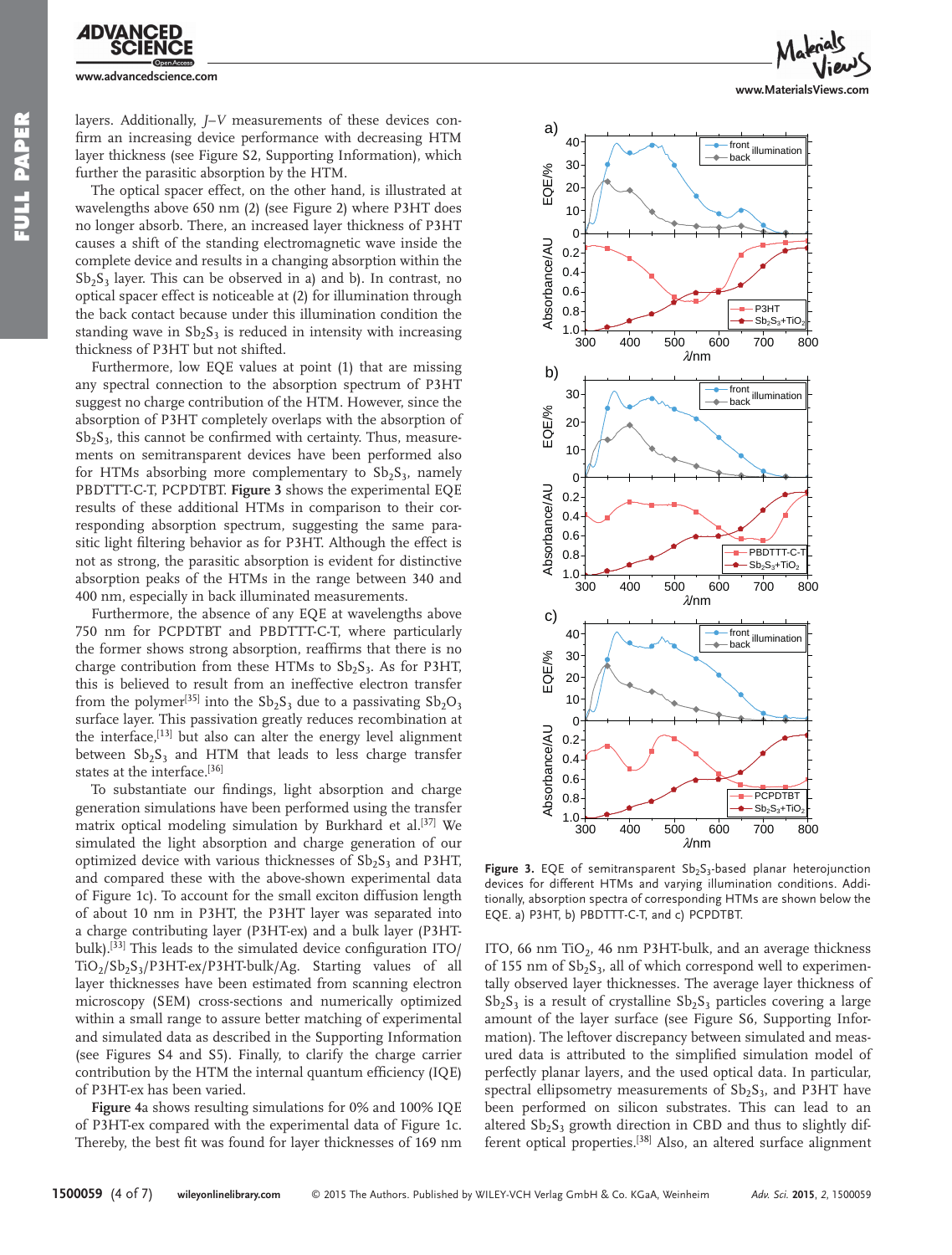layers. Additionally, *J*–*V* measurements of these devices confirm an increasing device performance with decreasing HTM layer thickness (see Figure S2, Supporting Information), which further the parasitic absorption by the HTM.

The optical spacer effect, on the other hand, is illustrated at wavelengths above 650 nm (2) (see Figure 2) where P3HT does no longer absorb. There, an increased layer thickness of P3HT causes a shift of the standing electromagnetic wave inside the complete device and results in a changing absorption within the $Sb_2S_3$ layer. This can be observed in a) and b). In contrast, no optical spacer effect is noticeable at (2) for illumination through the back contact because under this illumination condition the standing wave in $Sb_2S_3$ is reduced in intensity with increasing thickness of P3HT but not shifted.

Furthermore, low EQE values at point (1) that are missing any spectral connection to the absorption spectrum of P3HT suggest no charge contribution of the HTM. However, since the absorption of P3HT completely overlaps with the absorption of $Sb_2S_3$, this cannot be confirmed with certainty. Thus, measurements on semitransparent devices have been performed also for HTMs absorbing more complementary to $Sb_2S_3$, namely PBDTTT-C-T, PCPDTBT. **Figure 3** shows the experimental EQE results of these additional HTMs in comparison to their corresponding absorption spectrum, suggesting the same parasitic light filtering behavior as for P3HT. Although the effect is not as strong, the parasitic absorption is evident for distinctive absorption peaks of the HTMs in the range between 340 and 400 nm, especially in back illuminated measurements.

Furthermore, the absence of any EQE at wavelengths above 750 nm for PCPDTBT and PBDTTT-C-T, where particularly the former shows strong absorption, reaffirms that there is no charge contribution from these HTMs to $Sb_2S_3$. As for P3HT, this is believed to result from an ineffective electron transfer from the polymer[35] into the $Sb_2S_3$ due to a passivating $Sb_2O_3$ surface layer. This passivation greatly reduces recombination at the interface,[13] but also can alter the energy level alignment between $Sb_2S_3$ and HTM that leads to less charge transfer states at the interface.[36]

To substantiate our findings, light absorption and charge generation simulations have been performed using the transfer matrix optical modeling simulation by Burkhard et al.[37] We simulated the light absorption and charge generation of our optimized device with various thicknesses of $Sb_2S_3$ and P3HT, and compared these with the above-shown experimental data of Figure 1c). To account for the small exciton diffusion length of about 10 nm in P3HT, the P3HT layer was separated into a charge contributing layer (P3HT-ex) and a bulk layer (P3HT-bulk).[33] This leads to the simulated device configuration ITO/$TiO_2$/$Sb_2S_3$/P3HT-ex/P3HT-bulk/Ag. Starting values of all layer thicknesses have been estimated from scanning electron microscopy (SEM) cross-sections and numerically optimized within a small range to assure better matching of experimental and simulated data as described in the Supporting Information (see Figures S4 and S5). Finally, to clarify the charge carrier contribution by the HTM the internal quantum efficiency (IQE) of P3HT-ex has been varied.

**Figure 4**a shows resulting simulations for 0% and 100% IQE of P3HT-ex compared with the experimental data of Figure 1c. Thereby, the best fit was found for layer thicknesses of 169 nm ITO, 66 nm $TiO_2$, 46 nm P3HT-bulk, and an average thickness of 155 nm of $Sb_2S_3$, all of which correspond well to experimentally observed layer thicknesses. The average layer thickness of $Sb_2S_3$ is a result of crystalline $Sb_2S_3$ particles covering a large amount of the layer surface (see Figure S6, Supporting Information). The leftover discrepancy between simulated and measured data is attributed to the simplified simulation model of perfectly planar layers, and the used optical data. In particular, spectral ellipsometry measurements of $Sb_2S_3$, and P3HT have been performed on silicon substrates. This can lead to an altered $Sb_2S_3$ growth direction in CBD and thus to slightly different optical properties.[38] Also, an altered surface alignment

**Figure 3.** EQE of semitransparent $Sb_2S_3$-based planar heterojunction devices for different HTMs and varying illumination conditions. Additionally, absorption spectra of corresponding HTMs are shown below the EQE. a) P3HT, b) PBDTTT-C-T, and c) PCPDTBT.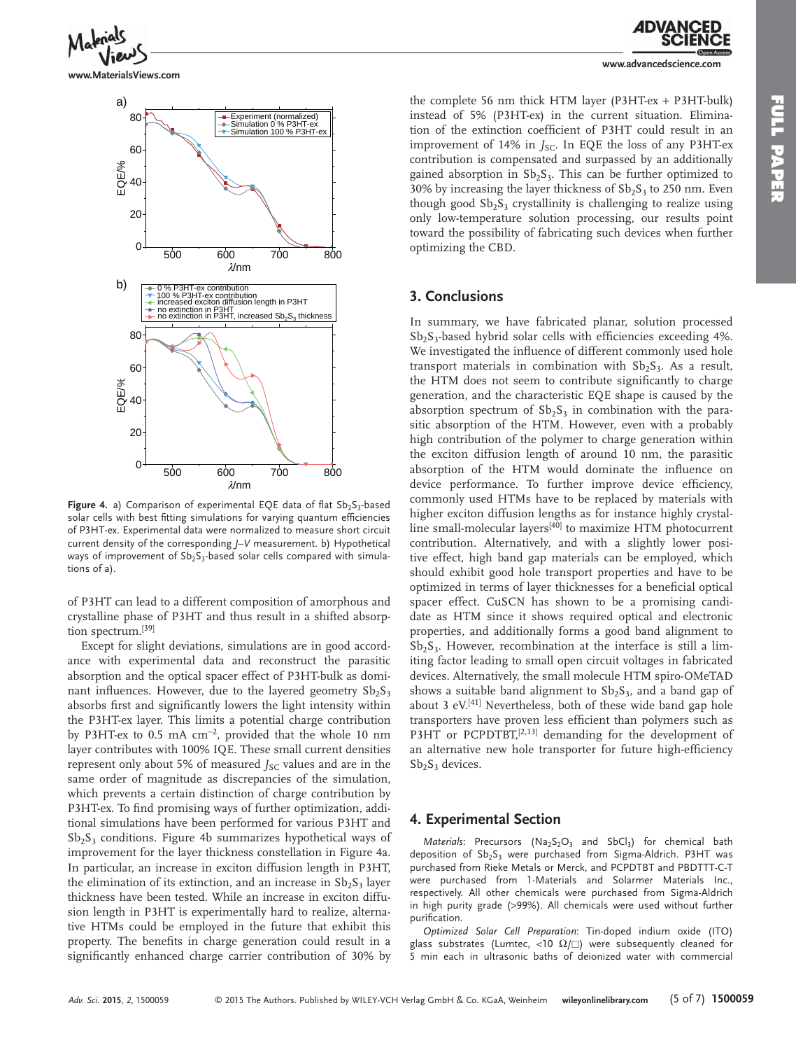Figure 4. a) Comparison of experimental EQE data of flat $Sb_2S_3$-based solar cells with best fitting simulations for varying quantum efficiencies of P3HT-ex. Experimental data were normalized to measure short circuit current density of the corresponding *J–V* measurement. b) Hypothetical ways of improvement of $Sb_2S_3$-based solar cells compared with simulations of a).

of P3HT can lead to a different composition of amorphous and crystalline phase of P3HT and thus result in a shifted absorption spectrum.[39]

Except for slight deviations, simulations are in good accordance with experimental data and reconstruct the parasitic absorption and the optical spacer effect of P3HT-bulk as dominant influences. However, due to the layered geometry $Sb_2S_3$ absorbs first and significantly lowers the light intensity within the P3HT-ex layer. This limits a potential charge contribution by P3HT-ex to 0.5 mA cm$^{-2}$, provided that the whole 10 nm layer contributes with 100% IQE. These small current densities represent only about 5% of measured $J_{SC}$ values and are in the same order of magnitude as discrepancies of the simulation, which prevents a certain distinction of charge contribution by P3HT-ex. To find promising ways of further optimization, additional simulations have been performed for various P3HT and $Sb_2S_3$ conditions. Figure 4b summarizes hypothetical ways of improvement for the layer thickness constellation in Figure 4a. In particular, an increase in exciton diffusion length in P3HT, the elimination of its extinction, and an increase in $Sb_2S_3$ layer thickness have been tested. While an increase in exciton diffusion length in P3HT is experimentally hard to realize, alternative HTMs could be employed in the future that exhibit this property. The benefits in charge generation could result in a significantly enhanced charge carrier contribution of 30% by the complete 56 nm thick HTM layer (P3HT-ex + P3HT-bulk) instead of 5% (P3HT-ex) in the current situation. Elimination of the extinction coefficient of P3HT could result in an improvement of 14% in $J_{SC}$. In EQE the loss of any P3HT-ex contribution is compensated and surpassed by an additionally gained absorption in $Sb_2S_3$. This can be further optimized to 30% by increasing the layer thickness of $Sb_2S_3$ to 250 nm. Even though good $Sb_2S_3$ crystallinity is challenging to realize using only low-temperature solution processing, our results point toward the possibility of fabricating such devices when further optimizing the CBD.

## 3. Conclusions

In summary, we have fabricated planar, solution processed $Sb_2S_3$-based hybrid solar cells with efficiencies exceeding 4%. We investigated the influence of different commonly used hole transport materials in combination with $Sb_2S_3$. As a result, the HTM does not seem to contribute significantly to charge generation, and the characteristic EQE shape is caused by the absorption spectrum of $Sb_2S_3$ in combination with the parasitic absorption of the HTM. However, even with a probably high contribution of the polymer to charge generation within the exciton diffusion length of around 10 nm, the parasitic absorption of the HTM would dominate the influence on device performance. To further improve device efficiency, commonly used HTMs have to be replaced by materials with higher exciton diffusion lengths as for instance highly crystalline small-molecular layers[40] to maximize HTM photocurrent contribution. Alternatively, and with a slightly lower positive effect, high band gap materials can be employed, which should exhibit good hole transport properties and have to be optimized in terms of layer thicknesses for a beneficial optical spacer effect. CuSCN has shown to be a promising candidate as HTM since it shows required optical and electronic properties, and additionally forms a good band alignment to $Sb_2S_3$. However, recombination at the interface is still a limiting factor leading to small open circuit voltages in fabricated devices. Alternatively, the small molecule HTM spiro-OMeTAD shows a suitable band alignment to $Sb_2S_3$, and a band gap of about 3 eV.[41] Nevertheless, both of these wide band gap hole transporters have proven less efficient than polymers such as P3HT or PCPDTBT,[2,13] demanding for the development of an alternative new hole transporter for future high-efficiency $Sb_2S_3$ devices.

## 4. Experimental Section

*Materials*: Precursors ($Na_2S_2O_3$ and $SbCl_3$) for chemical bath deposition of $Sb_2S_3$ were purchased from Sigma-Aldrich. P3HT was purchased from Rieke Metals or Merck, and PCPDTBT and PBDTTT-C-T were purchased from 1-Materials and Solarmer Materials Inc., respectively. All other chemicals were purchased from Sigma-Aldrich in high purity grade (>99%). All chemicals were used without further purification.

*Optimized Solar Cell Preparation*: Tin-doped indium oxide (ITO) glass substrates (Lumtec, <10 Ω/□) were subsequently cleaned for 5 min each in ultrasonic baths of deionized water with commercial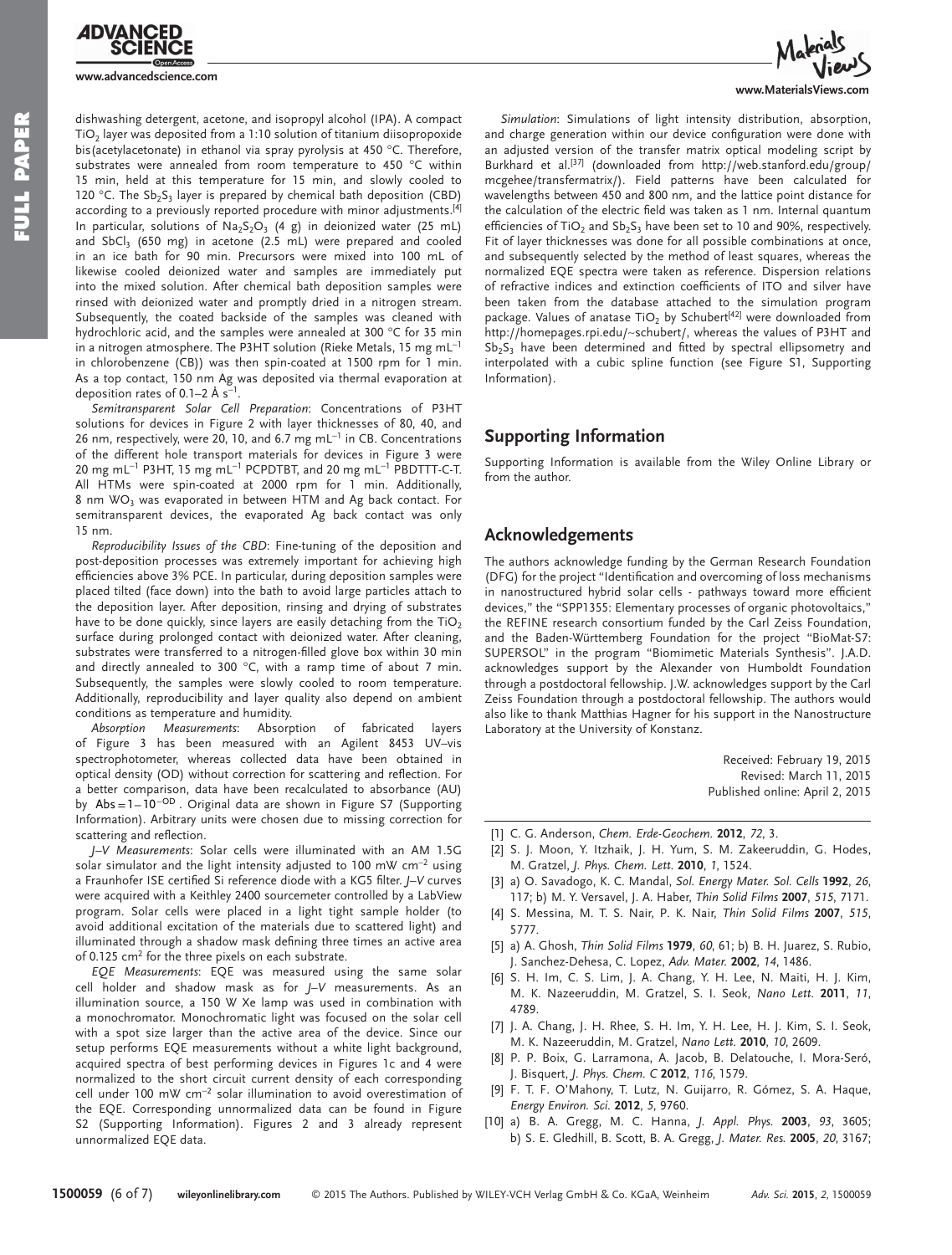dishwashing detergent, acetone, and isopropyl alcohol (IPA). A compact $TiO_2$ layer was deposited from a 1:10 solution of titanium diisopropoxide bis(acetylacetonate) in ethanol via spray pyrolysis at 450 °C. Therefore, substrates were annealed from room temperature to 450 °C within 15 min, held at this temperature for 15 min, and slowly cooled to 120 °C. The $Sb_2S_3$ layer is prepared by chemical bath deposition (CBD) according to a previously reported procedure with minor adjustments.[4] In particular, solutions of $Na_2S_2O_3$ (4 g) in deionized water (25 mL) and $SbCl_3$ (650 mg) in acetone (2.5 mL) were prepared and cooled in an ice bath for 90 min. Precursors were mixed into 100 mL of likewise cooled deionized water and samples are immediately put into the mixed solution. After chemical bath deposition samples were rinsed with deionized water and promptly dried in a nitrogen stream. Subsequently, the coated backside of the samples was cleaned with hydrochloric acid, and the samples were annealed at 300 °C for 35 min in a nitrogen atmosphere. The P3HT solution (Rieke Metals, 15 mg mL$^{-1}$ in chlorobenzene (CB)) was then spin-coated at 1500 rpm for 1 min. As a top contact, 150 nm Ag was deposited via thermal evaporation at deposition rates of 0.1–2 Å s$^{-1}$.

*Semitransparent Solar Cell Preparation*: Concentrations of P3HT solutions for devices in Figure 2 with layer thicknesses of 80, 40, and 26 nm, respectively, were 20, 10, and 6.7 mg mL$^{-1}$ in CB. Concentrations of the different hole transport materials for devices in Figure 3 were 20 mg mL$^{-1}$ P3HT, 15 mg mL$^{-1}$ PCPDTBT, and 20 mg mL$^{-1}$ PBDTTT-C-T. All HTMs were spin-coated at 2000 rpm for 1 min. Additionally, 8 nm $WO_3$ was evaporated in between HTM and Ag back contact. For semitransparent devices, the evaporated Ag back contact was only 15 nm.

*Reproducibility Issues of the CBD*: Fine-tuning of the deposition and post-deposition processes was extremely important for achieving high efficiencies above 3% PCE. In particular, during deposition samples were placed tilted (face down) into the bath to avoid large particles attach to the deposition layer. After deposition, rinsing and drying of substrates have to be done quickly, since layers are easily detaching from the $TiO_2$ surface during prolonged contact with deionized water. After cleaning, substrates were transferred to a nitrogen-filled glove box within 30 min and directly annealed to 300 °C, with a ramp time of about 7 min. Subsequently, the samples were slowly cooled to room temperature. Additionally, reproducibility and layer quality also depend on ambient conditions as temperature and humidity.

*Absorption Measurements*: Absorption of fabricated layers of Figure 3 has been measured with an Agilent 8453 UV–vis spectrophotometer, whereas collected data have been obtained in optical density (OD) without correction for scattering and reflection. For a better comparison, data have been recalculated to absorbance (AU) by $\text{Abs} = 1 - 10^{-\text{OD}}$. Original data are shown in Figure S7 (Supporting Information). Arbitrary units were chosen due to missing correction for scattering and reflection.

*J–V Measurements*: Solar cells were illuminated with an AM 1.5G solar simulator and the light intensity adjusted to 100 mW cm$^{-2}$ using a Fraunhofer ISE certified Si reference diode with a KG5 filter. *J–V* curves were acquired with a Keithley 2400 sourcemeter controlled by a LabView program. Solar cells were placed in a light tight sample holder (to avoid additional excitation of the materials due to scattered light) and illuminated through a shadow mask defining three times an active area of 0.125 cm$^2$ for the three pixels on each substrate.

*EQE Measurements*: EQE was measured using the same solar cell holder and shadow mask as for *J–V* measurements. As an illumination source, a 150 W Xe lamp was used in combination with a monochromator. Monochromatic light was focused on the solar cell with a spot size larger than the active area of the device. Since our setup performs EQE measurements without a white light background, acquired spectra of best performing devices in Figures 1c and 4 were normalized to the short circuit current density of each corresponding cell under 100 mW cm$^{-2}$ solar illumination to avoid overestimation of the EQE. Corresponding unnormalized data can be found in Figure S2 (Supporting Information). Figures 2 and 3 already represent unnormalized EQE data.

*Simulation*: Simulations of light intensity distribution, absorption, and charge generation within our device configuration were done with an adjusted version of the transfer matrix optical modeling script by Burkhard et al.[37] (downloaded from http://web.stanford.edu/group/mcgehee/transfermatrix/). Field patterns have been calculated for wavelengths between 450 and 800 nm, and the lattice point distance for the calculation of the electric field was taken as 1 nm. Internal quantum efficiencies of $TiO_2$ and $Sb_2S_3$ have been set to 10 and 90%, respectively. Fit of layer thicknesses was done for all possible combinations at once, and subsequently selected by the method of least squares, whereas the normalized EQE spectra were taken as reference. Dispersion relations of refractive indices and extinction coefficients of ITO and silver have been taken from the database attached to the simulation program package. Values of anatase $TiO_2$ by Schubert[42] were downloaded from http://homepages.rpi.edu/~schubert/, whereas the values of P3HT and $Sb_2S_3$ have been determined and fitted by spectral ellipsometry and interpolated with a cubic spline function (see Figure S1, Supporting Information).

## Supporting Information

Supporting Information is available from the Wiley Online Library or from the author.

## Acknowledgements

The authors acknowledge funding by the German Research Foundation (DFG) for the project "Identification and overcoming of loss mechanisms in nanostructured hybrid solar cells - pathways toward more efficient devices," the "SPP1355: Elementary processes of organic photovoltaics," the REFINE research consortium funded by the Carl Zeiss Foundation, and the Baden-Württemberg Foundation for the project "BioMat-S7: SUPERSOL" in the program "Biomimetic Materials Synthesis". J.A.D. acknowledges support by the Alexander von Humboldt Foundation through a postdoctoral fellowship. J.W. acknowledges support by the Carl Zeiss Foundation through a postdoctoral fellowship. The authors would also like to thank Matthias Hagner for his support in the Nanostructure Laboratory at the University of Konstanz.

Received: February 19, 2015
Revised: March 11, 2015
Published online: April 2, 2015

[1] C. G. Anderson, *Chem. Erde-Geochem.* **2012**, *72*, 3.
[2] S. J. Moon, Y. Itzhaik, J. H. Yum, S. M. Zakeeruddin, G. Hodes, M. Gratzel, *J. Phys. Chem. Lett.* **2010**, *1*, 1524.
[3] a) O. Savadogo, K. C. Mandal, *Sol. Energy Mater. Sol. Cells* **1992**, *26*, 117; b) M. Y. Versavel, J. A. Haber, *Thin Solid Films* **2007**, *515*, 7171.
[4] S. Messina, M. T. S. Nair, P. K. Nair, *Thin Solid Films* **2007**, *515*, 5777.
[5] a) A. Ghosh, *Thin Solid Films* **1979**, *60*, 61; b) B. H. Juarez, S. Rubio, J. Sanchez-Dehesa, C. Lopez, *Adv. Mater.* **2002**, *14*, 1486.
[6] S. H. Im, C. S. Lim, J. A. Chang, Y. H. Lee, N. Maiti, H. J. Kim, M. K. Nazeeruddin, M. Gratzel, S. I. Seok, *Nano Lett.* **2011**, *11*, 4789.
[7] J. A. Chang, J. H. Rhee, S. H. Im, Y. H. Lee, H. J. Kim, S. I. Seok, M. K. Nazeeruddin, M. Gratzel, *Nano Lett.* **2010**, *10*, 2609.
[8] P. P. Boix, G. Larramona, A. Jacob, B. Delatouche, I. Mora-Seró, J. Bisquert, *J. Phys. Chem. C* **2012**, *116*, 1579.
[9] F. T. F. O'Mahony, T. Lutz, N. Guijarro, R. Gómez, S. A. Haque, *Energy Environ. Sci.* **2012**, *5*, 9760.
[10] a) B. A. Gregg, M. C. Hanna, *J. Appl. Phys.* **2003**, *93*, 3605; b) S. E. Gledhill, B. Scott, B. A. Gregg, *J. Mater. Res.* **2005**, *20*, 3167;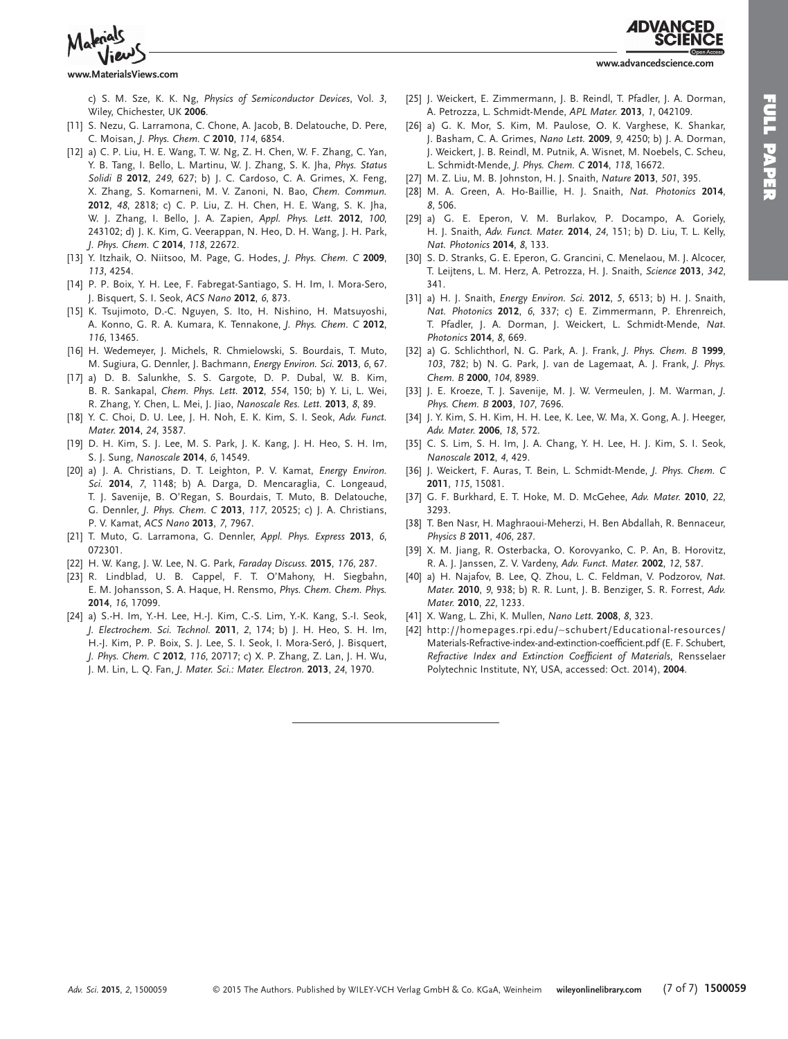c) S. M. Sze, K. K. Ng, *Physics of Semiconductor Devices*, Vol. *3*, Wiley, Chichester, UK **2006**.

[11] S. Nezu, G. Larramona, C. Chone, A. Jacob, B. Delatouche, D. Pere, C. Moisan, *J. Phys. Chem. C* **2010**, *114*, 6854.

[12] a) C. P. Liu, H. E. Wang, T. W. Ng, Z. H. Chen, W. F. Zhang, C. Yan, Y. B. Tang, I. Bello, L. Martinu, W. J. Zhang, S. K. Jha, *Phys. Status Solidi B* **2012**, *249*, 627; b) J. C. Cardoso, C. A. Grimes, X. Feng, X. Zhang, S. Komarneni, M. V. Zanoni, N. Bao, *Chem. Commun.* **2012**, *48*, 2818; c) C. P. Liu, Z. H. Chen, H. E. Wang, S. K. Jha, W. J. Zhang, I. Bello, J. A. Zapien, *Appl. Phys. Lett.* **2012**, *100*, 243102; d) J. K. Kim, G. Veerappan, N. Heo, D. H. Wang, J. H. Park, *J. Phys. Chem. C* **2014**, *118*, 22672.

[13] Y. Itzhaik, O. Niitsoo, M. Page, G. Hodes, *J. Phys. Chem. C* **2009**, *113*, 4254.

[14] P. P. Boix, Y. H. Lee, F. Fabregat-Santiago, S. H. Im, I. Mora-Sero, J. Bisquert, S. I. Seok, *ACS Nano* **2012**, *6*, 873.

[15] K. Tsujimoto, D.-C. Nguyen, S. Ito, H. Nishino, H. Matsuyoshi, A. Konno, G. R. A. Kumara, K. Tennakone, *J. Phys. Chem. C* **2012**, *116*, 13465.

[16] H. Wedemeyer, J. Michels, R. Chmielowski, S. Bourdais, T. Muto, M. Sugiura, G. Dennler, J. Bachmann, *Energy Environ. Sci.* **2013**, *6*, 67.

[17] a) D. B. Salunkhe, S. S. Gargote, D. P. Dubal, W. B. Kim, B. R. Sankapal, *Chem. Phys. Lett.* **2012**, *554*, 150; b) Y. Li, L. Wei, R. Zhang, Y. Chen, L. Mei, J. Jiao, *Nanoscale Res. Lett.* **2013**, *8*, 89.

[18] Y. C. Choi, D. U. Lee, J. H. Noh, E. K. Kim, S. I. Seok, *Adv. Funct. Mater.* **2014**, *24*, 3587.

[19] D. H. Kim, S. J. Lee, M. S. Park, J. K. Kang, J. H. Heo, S. H. Im, S. J. Sung, *Nanoscale* **2014**, *6*, 14549.

[20] a) J. A. Christians, D. T. Leighton, P. V. Kamat, *Energy Environ. Sci.* **2014**, *7*, 1148; b) A. Darga, D. Mencaraglia, C. Longeaud, T. J. Savenije, B. O'Regan, S. Bourdais, T. Muto, B. Delatouche, G. Dennler, *J. Phys. Chem. C* **2013**, *117*, 20525; c) J. A. Christians, P. V. Kamat, *ACS Nano* **2013**, *7*, 7967.

[21] T. Muto, G. Larramona, G. Dennler, *Appl. Phys. Express* **2013**, *6*, 072301.

[22] H. W. Kang, J. W. Lee, N. G. Park, *Faraday Discuss.* **2015**, *176*, 287.

[23] R. Lindblad, U. B. Cappel, F. T. O'Mahony, H. Siegbahn, E. M. Johansson, S. A. Haque, H. Rensmo, *Phys. Chem. Chem. Phys.* **2014**, *16*, 17099.

[24] a) S.-H. Im, Y.-H. Lee, H.-J. Kim, C.-S. Lim, Y.-K. Kang, S.-I. Seok, *J. Electrochem. Sci. Technol.* **2011**, *2*, 174; b) J. H. Heo, S. H. Im, H.-J. Kim, P. P. Boix, S. J. Lee, S. I. Seok, I. Mora-Seró, J. Bisquert, *J. Phys. Chem. C* **2012**, *116*, 20717; c) X. P. Zhang, Z. Lan, J. H. Wu, J. M. Lin, L. Q. Fan, *J. Mater. Sci.: Mater. Electron.* **2013**, *24*, 1970.

[25] J. Weickert, E. Zimmermann, J. B. Reindl, T. Pfadler, J. A. Dorman, A. Petrozza, L. Schmidt-Mende, *APL Mater.* **2013**, *1*, 042109.

[26] a) G. K. Mor, S. Kim, M. Paulose, O. K. Varghese, K. Shankar, J. Basham, C. A. Grimes, *Nano Lett.* **2009**, *9*, 4250; b) J. A. Dorman, J. Weickert, J. B. Reindl, M. Putnik, A. Wisnet, M. Noebels, C. Scheu, L. Schmidt-Mende, *J. Phys. Chem. C* **2014**, *118*, 16672.

[27] M. Z. Liu, M. B. Johnston, H. J. Snaith, *Nature* **2013**, *501*, 395.

[28] M. A. Green, A. Ho-Baillie, H. J. Snaith, *Nat. Photonics* **2014**, *8*, 506.

[29] a) G. E. Eperon, V. M. Burlakov, P. Docampo, A. Goriely, H. J. Snaith, *Adv. Funct. Mater.* **2014**, *24*, 151; b) D. Liu, T. L. Kelly, *Nat. Photonics* **2014**, *8*, 133.

[30] S. D. Stranks, G. E. Eperon, G. Grancini, C. Menelaou, M. J. Alcocer, T. Leijtens, L. M. Herz, A. Petrozza, H. J. Snaith, *Science* **2013**, *342*, 341.

[31] a) H. J. Snaith, *Energy Environ. Sci.* **2012**, *5*, 6513; b) H. J. Snaith, *Nat. Photonics* **2012**, *6*, 337; c) E. Zimmermann, P. Ehrenreich, T. Pfadler, J. A. Dorman, J. Weickert, L. Schmidt-Mende, *Nat. Photonics* **2014**, *8*, 669.

[32] a) G. Schlichthörl, N. G. Park, A. J. Frank, *J. Phys. Chem. B* **1999**, *103*, 782; b) N. G. Park, J. van de Lagemaat, A. J. Frank, *J. Phys. Chem. B* **2000**, *104*, 8989.

[33] J. E. Kroeze, T. J. Savenije, M. J. W. Vermeulen, J. M. Warman, *J. Phys. Chem. B* **2003**, *107*, 7696.

[34] J. Y. Kim, S. H. Kim, H. H. Lee, K. Lee, W. Ma, X. Gong, A. J. Heeger, *Adv. Mater.* **2006**, *18*, 572.

[35] C. S. Lim, S. H. Im, J. A. Chang, Y. H. Lee, H. J. Kim, S. I. Seok, *Nanoscale* **2012**, *4*, 429.

[36] J. Weickert, F. Auras, T. Bein, L. Schmidt-Mende, *J. Phys. Chem. C* **2011**, *115*, 15081.

[37] G. F. Burkhard, E. T. Hoke, M. D. McGehee, *Adv. Mater.* **2010**, *22*, 3293.

[38] T. Ben Nasr, H. Maghraoui-Meherzi, H. Ben Abdallah, R. Bennaceur, *Physica B* **2011**, *406*, 287.

[39] X. M. Jiang, R. Osterbacka, O. Korovyanko, C. P. An, B. Horovitz, R. A. J. Janssen, Z. V. Vardeny, *Adv. Funct. Mater.* **2002**, *12*, 587.

[40] a) H. Najafov, B. Lee, Q. Zhou, L. C. Feldman, V. Podzorov, *Nat. Mater.* **2010**, *9*, 938; b) R. R. Lunt, J. B. Benziger, S. R. Forrest, *Adv. Mater.* **2010**, *22*, 1233.

[41] X. Wang, L. Zhi, K. Mullen, *Nano Lett.* **2008**, *8*, 323.

[42] http://homepages.rpi.edu/~schubert/Educational-resources/Materials-Refractive-index-and-extinction-coefficient.pdf (E. F. Schubert, *Refractive Index and Extinction Coefficient of Materials*, Rensselaer Polytechnic Institute, NY, USA, accessed: Oct. 2014), **2004**.